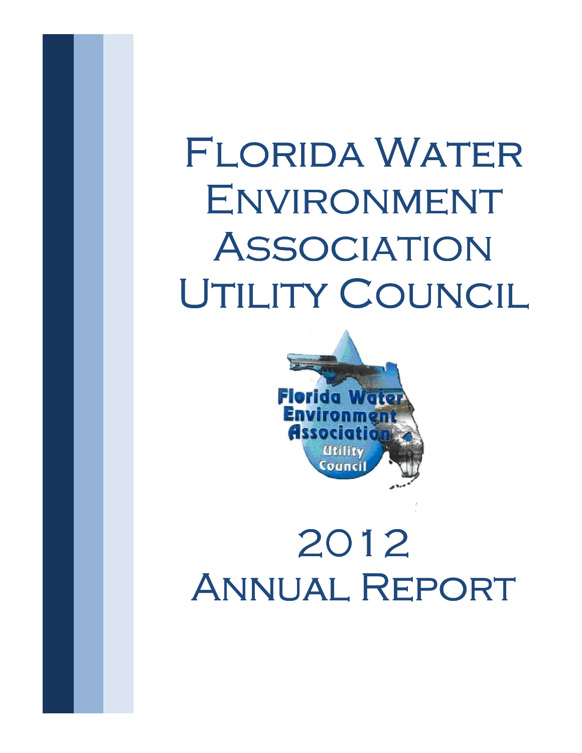# Florida Water Environment Association Utility Council

# 2012 Annual Report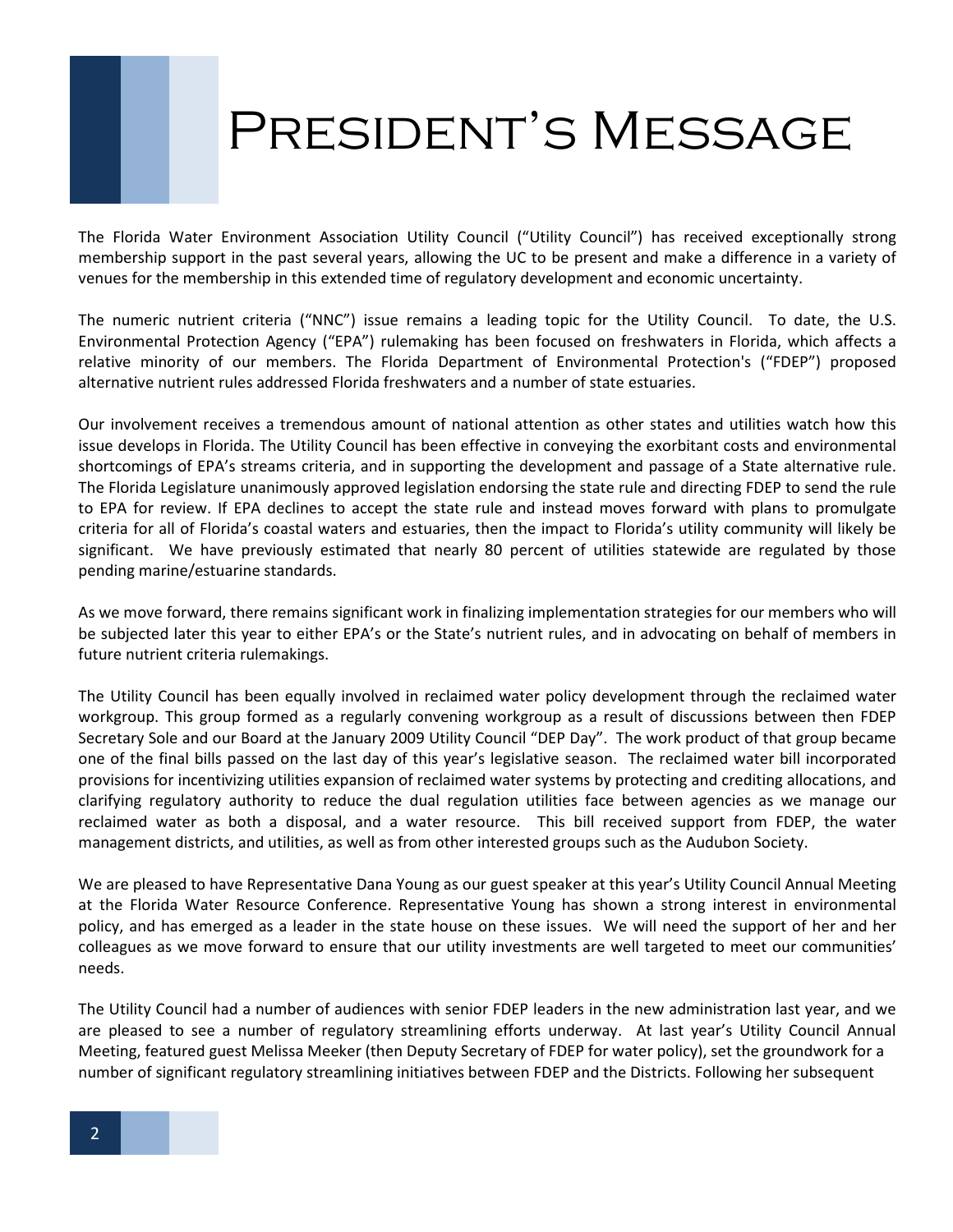# President's Message

The Florida Water Environment Association Utility Council ("Utility Council") has received exceptionally strong membership support in the past several years, allowing the UC to be present and make a difference in a variety of venues for the membership in this extended time of regulatory development and economic uncertainty.

The numeric nutrient criteria ("NNC") issue remains a leading topic for the Utility Council. To date, the U.S. Environmental Protection Agency ("EPA") rulemaking has been focused on freshwaters in Florida, which affects a relative minority of our members. The Florida Department of Environmental Protection's ("FDEP") proposed alternative nutrient rules addressed Florida freshwaters and a number of state estuaries.

Our involvement receives a tremendous amount of national attention as other states and utilities watch how this issue develops in Florida. The Utility Council has been effective in conveying the exorbitant costs and environmental shortcomings of EPA's streams criteria, and in supporting the development and passage of a State alternative rule. The Florida Legislature unanimously approved legislation endorsing the state rule and directing FDEP to send the rule to EPA for review. If EPA declines to accept the state rule and instead moves forward with plans to promulgate criteria for all of Florida's coastal waters and estuaries, then the impact to Florida's utility community will likely be significant. We have previously estimated that nearly 80 percent of utilities statewide are regulated by those pending marine/estuarine standards.

As we move forward, there remains significant work in finalizing implementation strategies for our members who will be subjected later this year to either EPA's or the State's nutrient rules, and in advocating on behalf of members in future nutrient criteria rulemakings.

The Utility Council has been equally involved in reclaimed water policy development through the reclaimed water workgroup. This group formed as a regularly convening workgroup as a result of discussions between then FDEP Secretary Sole and our Board at the January 2009 Utility Council "DEP Day". The work product of that group became one of the final bills passed on the last day of this year's legislative season. The reclaimed water bill incorporated provisions for incentivizing utilities expansion of reclaimed water systems by protecting and crediting allocations, and clarifying regulatory authority to reduce the dual regulation utilities face between agencies as we manage our reclaimed water as both a disposal, and a water resource. This bill received support from FDEP, the water management districts, and utilities, as well as from other interested groups such as the Audubon Society.

We are pleased to have Representative Dana Young as our guest speaker at this year's Utility Council Annual Meeting at the Florida Water Resource Conference. Representative Young has shown a strong interest in environmental policy, and has emerged as a leader in the state house on these issues. We will need the support of her and her colleagues as we move forward to ensure that our utility investments are well targeted to meet our communities' needs.

The Utility Council had a number of audiences with senior FDEP leaders in the new administration last year, and we are pleased to see a number of regulatory streamlining efforts underway. At last year's Utility Council Annual Meeting, featured guest Melissa Meeker (then Deputy Secretary of FDEP for water policy), set the groundwork for a number of significant regulatory streamlining initiatives between FDEP and the Districts. Following her subsequent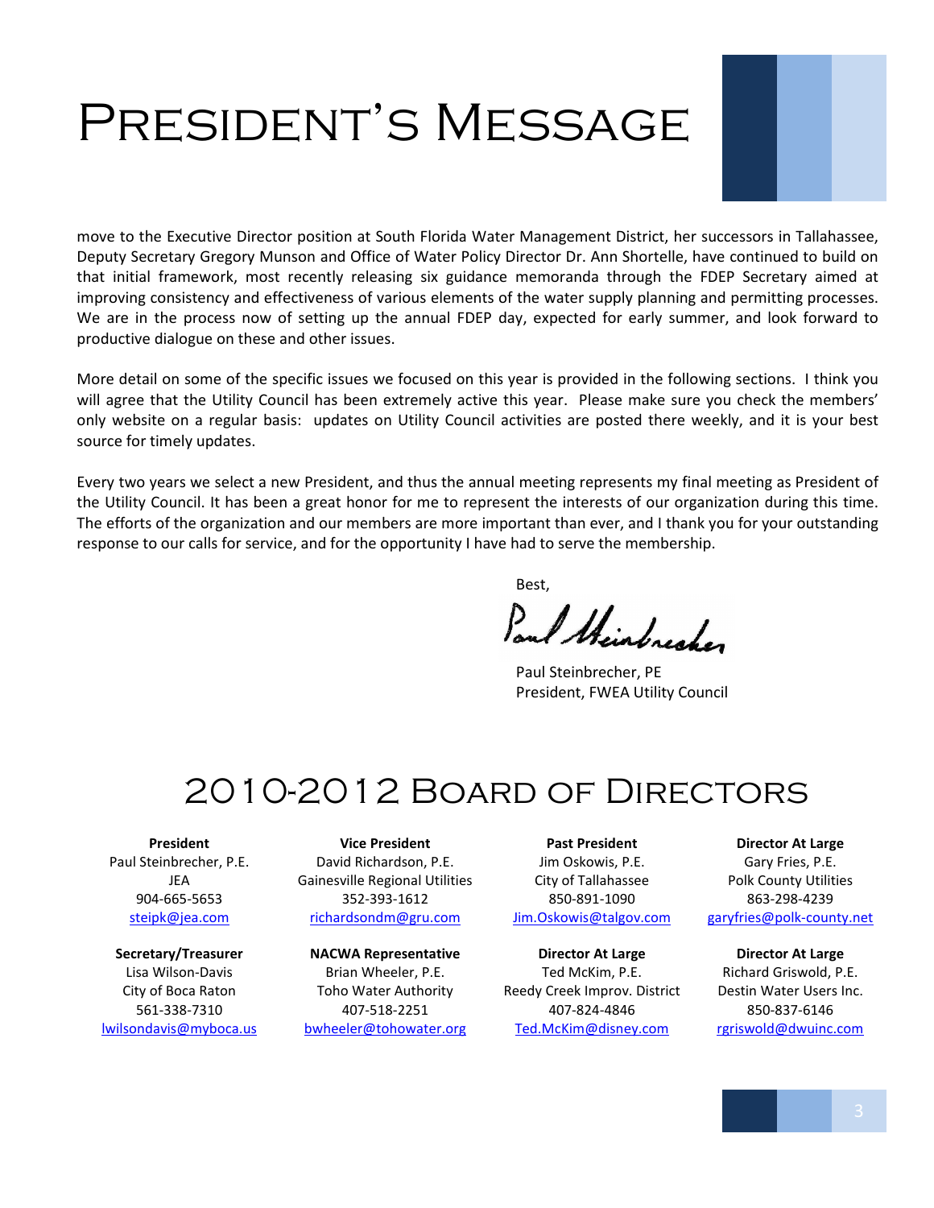# President's Message

move to the Executive Director position at South Florida Water Management District, her successors in Tallahassee, Deputy Secretary Gregory Munson and Office of Water Policy Director Dr. Ann Shortelle, have continued to build on that initial framework, most recently releasing six guidance memoranda through the FDEP Secretary aimed at improving consistency and effectiveness of various elements of the water supply planning and permitting processes. We are in the process now of setting up the annual FDEP day, expected for early summer, and look forward to productive dialogue on these and other issues.

More detail on some of the specific issues we focused on this year is provided in the following sections. I think you will agree that the Utility Council has been extremely active this year. Please make sure you check the members' only website on a regular basis: updates on Utility Council activities are posted there weekly, and it is your best source for timely updates.

Every two years we select a new President, and thus the annual meeting represents my final meeting as President of the Utility Council. It has been a great honor for me to represent the interests of our organization during this time. The efforts of the organization and our members are more important than ever, and I thank you for your outstanding response to our calls for service, and for the opportunity I have had to serve the membership.

Best,

Paul Steinbrecher

Paul Steinbrecher, PE
President, FWEA Utility Council

# 2010-2012 Board of Directors

**President**
Paul Steinbrecher, P.E.
JEA
904-665-5653
steipk@jea.com

**Vice President**
David Richardson, P.E.
Gainesville Regional Utilities
352-393-1612
richardsondm@gru.com

**Past President**
Jim Oskowis, P.E.
City of Tallahassee
850-891-1090
Jim.Oskowis@talgov.com

**Director At Large**
Gary Fries, P.E.
Polk County Utilities
863-298-4239
garyfries@polk-county.net

**Secretary/Treasurer**
Lisa Wilson-Davis
City of Boca Raton
561-338-7310
lwilsondavis@myboca.us

**NACWA Representative**
Brian Wheeler, P.E.
Toho Water Authority
407-518-2251
bwheeler@tohowater.org

**Director At Large**
Ted McKim, P.E.
Reedy Creek Improv. District
407-824-4846
Ted.McKim@disney.com

**Director At Large**
Richard Griswold, P.E.
Destin Water Users Inc.
850-837-6146
rgriswold@dwuinc.com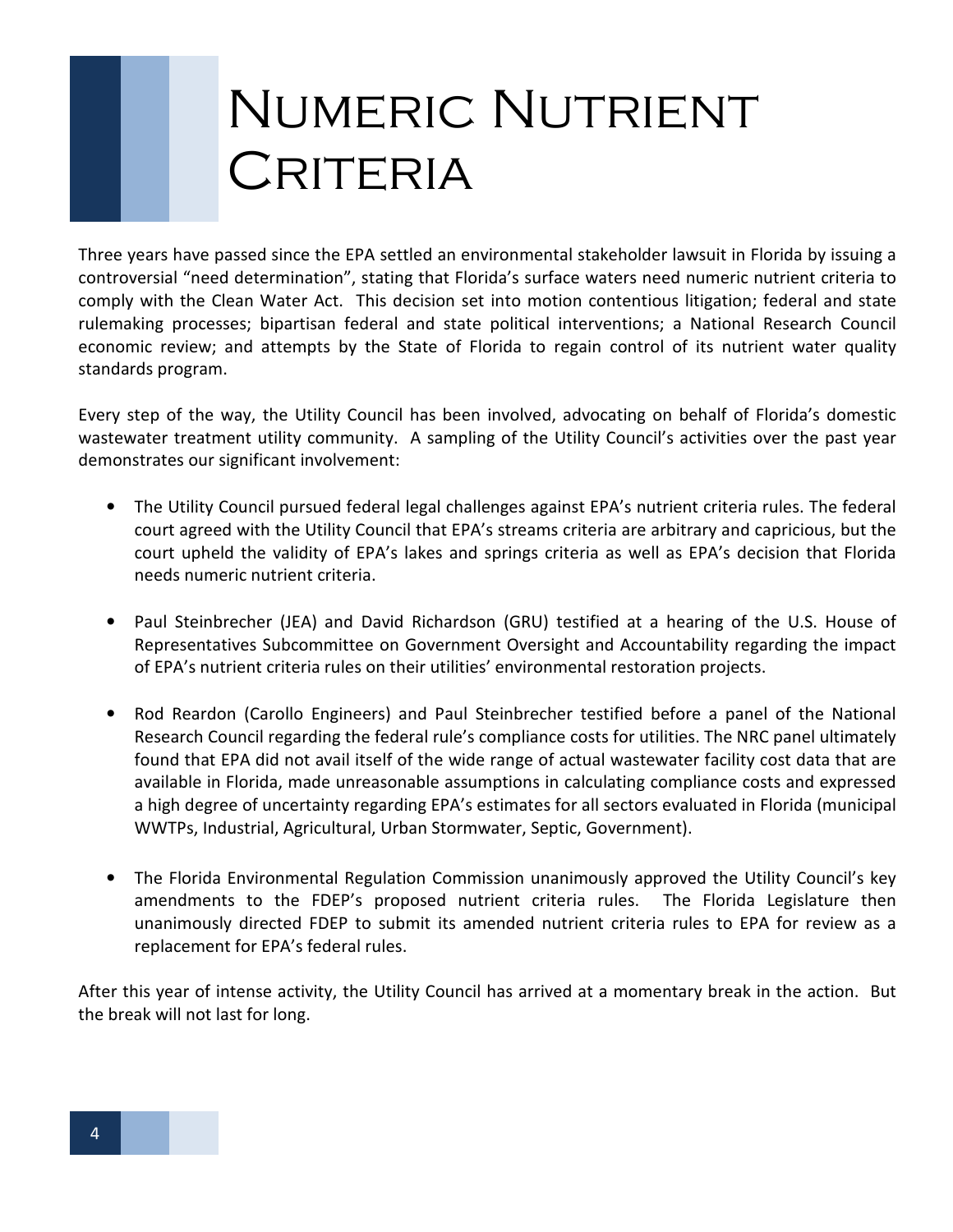# Numeric Nutrient Criteria

Three years have passed since the EPA settled an environmental stakeholder lawsuit in Florida by issuing a controversial "need determination", stating that Florida's surface waters need numeric nutrient criteria to comply with the Clean Water Act. This decision set into motion contentious litigation; federal and state rulemaking processes; bipartisan federal and state political interventions; a National Research Council economic review; and attempts by the State of Florida to regain control of its nutrient water quality standards program.

Every step of the way, the Utility Council has been involved, advocating on behalf of Florida's domestic wastewater treatment utility community. A sampling of the Utility Council's activities over the past year demonstrates our significant involvement:

- The Utility Council pursued federal legal challenges against EPA's nutrient criteria rules. The federal court agreed with the Utility Council that EPA's streams criteria are arbitrary and capricious, but the court upheld the validity of EPA's lakes and springs criteria as well as EPA's decision that Florida needs numeric nutrient criteria.

- Paul Steinbrecher (JEA) and David Richardson (GRU) testified at a hearing of the U.S. House of Representatives Subcommittee on Government Oversight and Accountability regarding the impact of EPA's nutrient criteria rules on their utilities' environmental restoration projects.

- Rod Reardon (Carollo Engineers) and Paul Steinbrecher testified before a panel of the National Research Council regarding the federal rule's compliance costs for utilities. The NRC panel ultimately found that EPA did not avail itself of the wide range of actual wastewater facility cost data that are available in Florida, made unreasonable assumptions in calculating compliance costs and expressed a high degree of uncertainty regarding EPA's estimates for all sectors evaluated in Florida (municipal WWTPs, Industrial, Agricultural, Urban Stormwater, Septic, Government).

- The Florida Environmental Regulation Commission unanimously approved the Utility Council's key amendments to the FDEP's proposed nutrient criteria rules. The Florida Legislature then unanimously directed FDEP to submit its amended nutrient criteria rules to EPA for review as a replacement for EPA's federal rules.

After this year of intense activity, the Utility Council has arrived at a momentary break in the action. But the break will not last for long.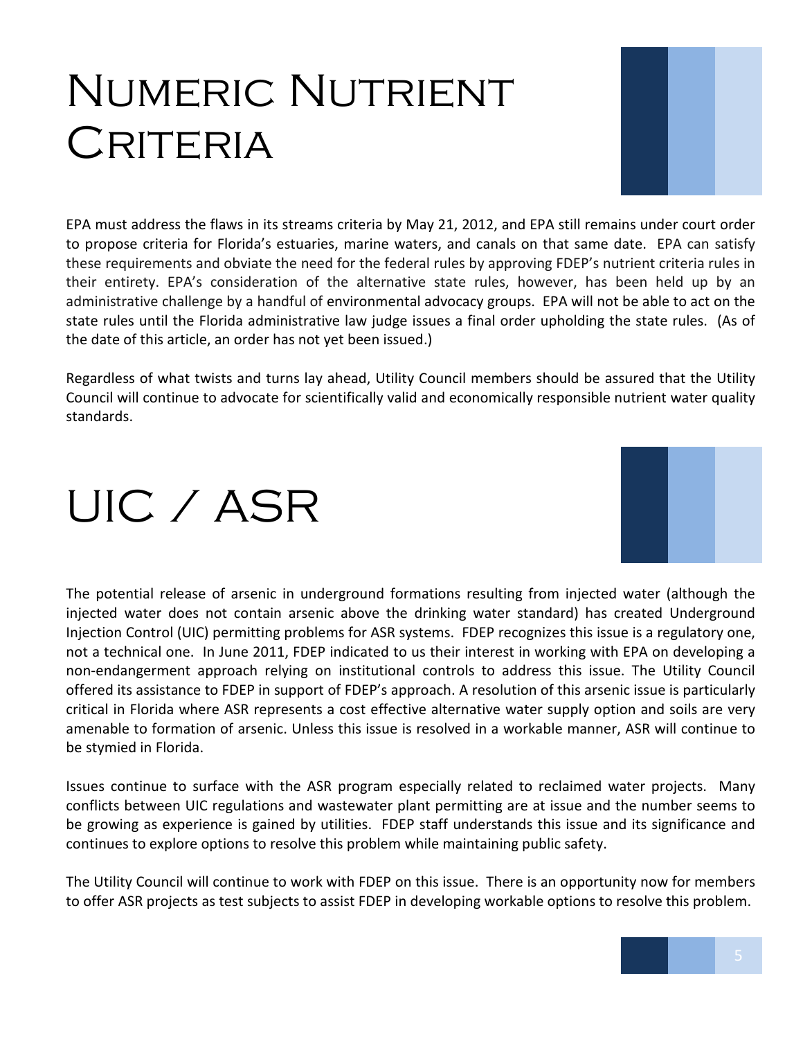# Numeric Nutrient Criteria

EPA must address the flaws in its streams criteria by May 21, 2012, and EPA still remains under court order to propose criteria for Florida's estuaries, marine waters, and canals on that same date. EPA can satisfy these requirements and obviate the need for the federal rules by approving FDEP's nutrient criteria rules in their entirety. EPA's consideration of the alternative state rules, however, has been held up by an administrative challenge by a handful of environmental advocacy groups. EPA will not be able to act on the state rules until the Florida administrative law judge issues a final order upholding the state rules. (As of the date of this article, an order has not yet been issued.)

Regardless of what twists and turns lay ahead, Utility Council members should be assured that the Utility Council will continue to advocate for scientifically valid and economically responsible nutrient water quality standards.

# UIC / ASR

The potential release of arsenic in underground formations resulting from injected water (although the injected water does not contain arsenic above the drinking water standard) has created Underground Injection Control (UIC) permitting problems for ASR systems. FDEP recognizes this issue is a regulatory one, not a technical one. In June 2011, FDEP indicated to us their interest in working with EPA on developing a non-endangerment approach relying on institutional controls to address this issue. The Utility Council offered its assistance to FDEP in support of FDEP's approach. A resolution of this arsenic issue is particularly critical in Florida where ASR represents a cost effective alternative water supply option and soils are very amenable to formation of arsenic. Unless this issue is resolved in a workable manner, ASR will continue to be stymied in Florida.

Issues continue to surface with the ASR program especially related to reclaimed water projects. Many conflicts between UIC regulations and wastewater plant permitting are at issue and the number seems to be growing as experience is gained by utilities. FDEP staff understands this issue and its significance and continues to explore options to resolve this problem while maintaining public safety.

The Utility Council will continue to work with FDEP on this issue. There is an opportunity now for members to offer ASR projects as test subjects to assist FDEP in developing workable options to resolve this problem.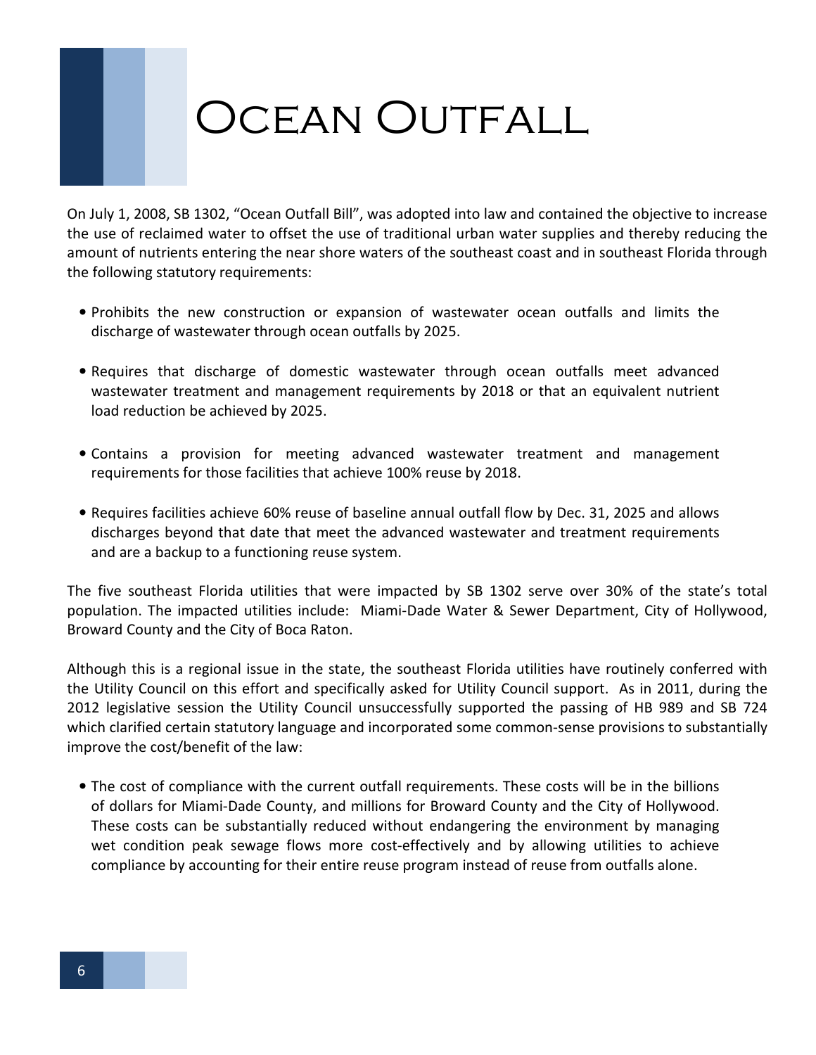# Ocean Outfall

On July 1, 2008, SB 1302, "Ocean Outfall Bill", was adopted into law and contained the objective to increase the use of reclaimed water to offset the use of traditional urban water supplies and thereby reducing the amount of nutrients entering the near shore waters of the southeast coast and in southeast Florida through the following statutory requirements:

- Prohibits the new construction or expansion of wastewater ocean outfalls and limits the discharge of wastewater through ocean outfalls by 2025.
- Requires that discharge of domestic wastewater through ocean outfalls meet advanced wastewater treatment and management requirements by 2018 or that an equivalent nutrient load reduction be achieved by 2025.
- Contains a provision for meeting advanced wastewater treatment and management requirements for those facilities that achieve 100% reuse by 2018.
- Requires facilities achieve 60% reuse of baseline annual outfall flow by Dec. 31, 2025 and allows discharges beyond that date that meet the advanced wastewater and treatment requirements and are a backup to a functioning reuse system.

The five southeast Florida utilities that were impacted by SB 1302 serve over 30% of the state's total population. The impacted utilities include: Miami-Dade Water & Sewer Department, City of Hollywood, Broward County and the City of Boca Raton.

Although this is a regional issue in the state, the southeast Florida utilities have routinely conferred with the Utility Council on this effort and specifically asked for Utility Council support. As in 2011, during the 2012 legislative session the Utility Council unsuccessfully supported the passing of HB 989 and SB 724 which clarified certain statutory language and incorporated some common-sense provisions to substantially improve the cost/benefit of the law:

- The cost of compliance with the current outfall requirements. These costs will be in the billions of dollars for Miami-Dade County, and millions for Broward County and the City of Hollywood. These costs can be substantially reduced without endangering the environment by managing wet condition peak sewage flows more cost-effectively and by allowing utilities to achieve compliance by accounting for their entire reuse program instead of reuse from outfalls alone.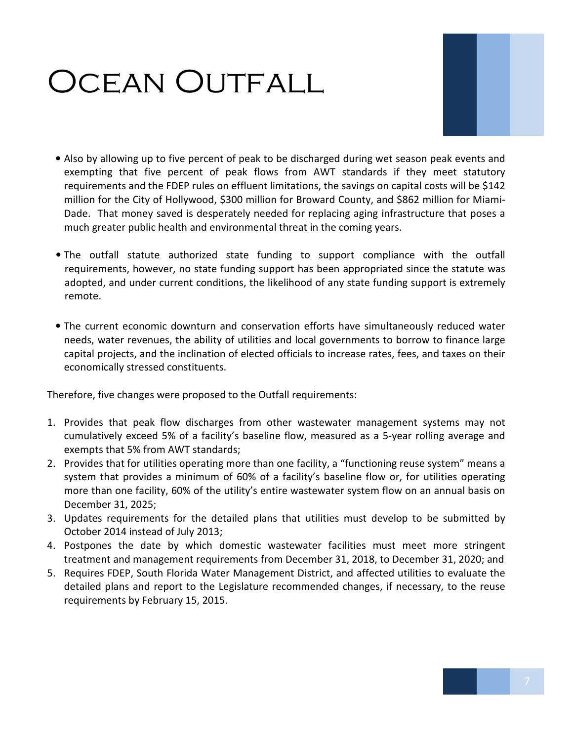# Ocean Outfall

- Also by allowing up to five percent of peak to be discharged during wet season peak events and exempting that five percent of peak flows from AWT standards if they meet statutory requirements and the FDEP rules on effluent limitations, the savings on capital costs will be $142 million for the City of Hollywood, $300 million for Broward County, and $862 million for Miami-Dade. That money saved is desperately needed for replacing aging infrastructure that poses a much greater public health and environmental threat in the coming years.

- The outfall statute authorized state funding to support compliance with the outfall requirements, however, no state funding support has been appropriated since the statute was adopted, and under current conditions, the likelihood of any state funding support is extremely remote.

- The current economic downturn and conservation efforts have simultaneously reduced water needs, water revenues, the ability of utilities and local governments to borrow to finance large capital projects, and the inclination of elected officials to increase rates, fees, and taxes on their economically stressed constituents.

Therefore, five changes were proposed to the Outfall requirements:

1. Provides that peak flow discharges from other wastewater management systems may not cumulatively exceed 5% of a facility's baseline flow, measured as a 5-year rolling average and exempts that 5% from AWT standards;
2. Provides that for utilities operating more than one facility, a "functioning reuse system" means a system that provides a minimum of 60% of a facility's baseline flow or, for utilities operating more than one facility, 60% of the utility's entire wastewater system flow on an annual basis on December 31, 2025;
3. Updates requirements for the detailed plans that utilities must develop to be submitted by October 2014 instead of July 2013;
4. Postpones the date by which domestic wastewater facilities must meet more stringent treatment and management requirements from December 31, 2018, to December 31, 2020; and
5. Requires FDEP, South Florida Water Management District, and affected utilities to evaluate the detailed plans and report to the Legislature recommended changes, if necessary, to the reuse requirements by February 15, 2015.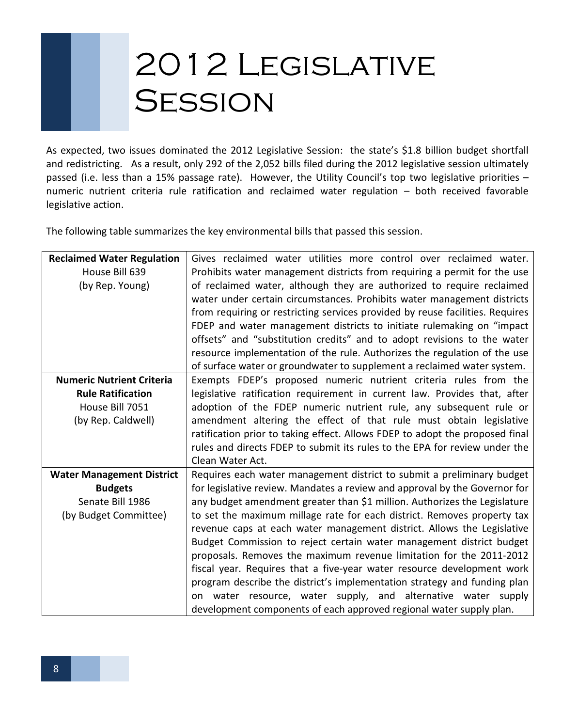# 2012 Legislative Session

As expected, two issues dominated the 2012 Legislative Session: the state's $1.8 billion budget shortfall and redistricting. As a result, only 292 of the 2,052 bills filed during the 2012 legislative session ultimately passed (i.e. less than a 15% passage rate). However, the Utility Council's top two legislative priorities – numeric nutrient criteria rule ratification and reclaimed water regulation – both received favorable legislative action.

The following table summarizes the key environmental bills that passed this session.

| Bill | Summary |
|---|---|
| **Reclaimed Water Regulation**<br>House Bill 639<br>(by Rep. Young) | Gives reclaimed water utilities more control over reclaimed water. Prohibits water management districts from requiring a permit for the use of reclaimed water, although they are authorized to require reclaimed water under certain circumstances. Prohibits water management districts from requiring or restricting services provided by reuse facilities. Requires FDEP and water management districts to initiate rulemaking on "impact offsets" and "substitution credits" and to adopt revisions to the water resource implementation of the rule. Authorizes the regulation of the use of surface water or groundwater to supplement a reclaimed water system. |
| **Numeric Nutrient Criteria Rule Ratification**<br>House Bill 7051<br>(by Rep. Caldwell) | Exempts FDEP's proposed numeric nutrient criteria rules from the legislative ratification requirement in current law. Provides that, after adoption of the FDEP numeric nutrient rule, any subsequent rule or amendment altering the effect of that rule must obtain legislative ratification prior to taking effect. Allows FDEP to adopt the proposed final rules and directs FDEP to submit its rules to the EPA for review under the Clean Water Act. |
| **Water Management District Budgets**<br>Senate Bill 1986<br>(by Budget Committee) | Requires each water management district to submit a preliminary budget for legislative review. Mandates a review and approval by the Governor for any budget amendment greater than $1 million. Authorizes the Legislature to set the maximum millage rate for each district. Removes property tax revenue caps at each water management district. Allows the Legislative Budget Commission to reject certain water management district budget proposals. Removes the maximum revenue limitation for the 2011-2012 fiscal year. Requires that a five-year water resource development work program describe the district's implementation strategy and funding plan on water resource, water supply, and alternative water supply development components of each approved regional water supply plan. |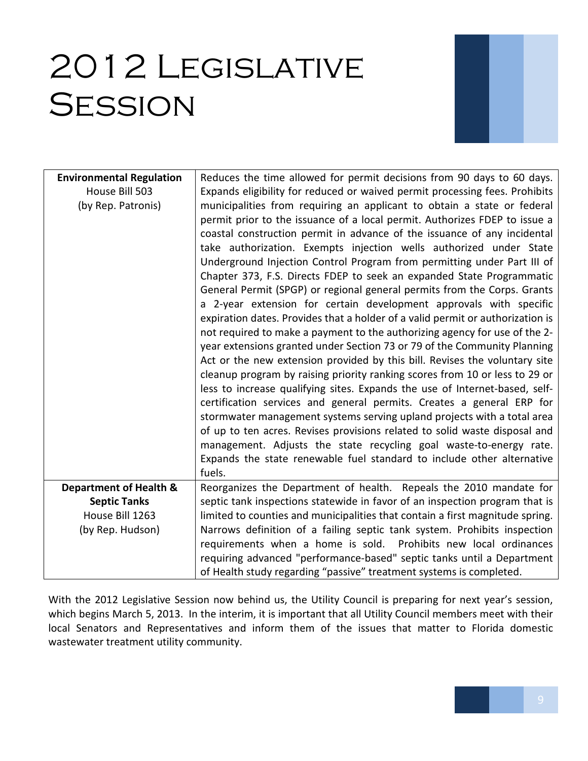# 2012 Legislative Session

| | |
|---|---|
| **Environmental Regulation**<br>House Bill 503<br>(by Rep. Patronis) | Reduces the time allowed for permit decisions from 90 days to 60 days. Expands eligibility for reduced or waived permit processing fees. Prohibits municipalities from requiring an applicant to obtain a state or federal permit prior to the issuance of a local permit. Authorizes FDEP to issue a coastal construction permit in advance of the issuance of any incidental take authorization. Exempts injection wells authorized under State Underground Injection Control Program from permitting under Part III of Chapter 373, F.S. Directs FDEP to seek an expanded State Programmatic General Permit (SPGP) or regional general permits from the Corps. Grants a 2-year extension for certain development approvals with specific expiration dates. Provides that a holder of a valid permit or authorization is not required to make a payment to the authorizing agency for use of the 2-year extensions granted under Section 73 or 79 of the Community Planning Act or the new extension provided by this bill. Revises the voluntary site cleanup program by raising priority ranking scores from 10 or less to 29 or less to increase qualifying sites. Expands the use of Internet-based, self-certification services and general permits. Creates a general ERP for stormwater management systems serving upland projects with a total area of up to ten acres. Revises provisions related to solid waste disposal and management. Adjusts the state recycling goal waste-to-energy rate. Expands the state renewable fuel standard to include other alternative fuels. |
| **Department of Health & Septic Tanks**<br>House Bill 1263<br>(by Rep. Hudson) | Reorganizes the Department of health. Repeals the 2010 mandate for septic tank inspections statewide in favor of an inspection program that is limited to counties and municipalities that contain a first magnitude spring. Narrows definition of a failing septic tank system. Prohibits inspection requirements when a home is sold. Prohibits new local ordinances requiring advanced "performance-based" septic tanks until a Department of Health study regarding "passive" treatment systems is completed. |

With the 2012 Legislative Session now behind us, the Utility Council is preparing for next year's session, which begins March 5, 2013. In the interim, it is important that all Utility Council members meet with their local Senators and Representatives and inform them of the issues that matter to Florida domestic wastewater treatment utility community.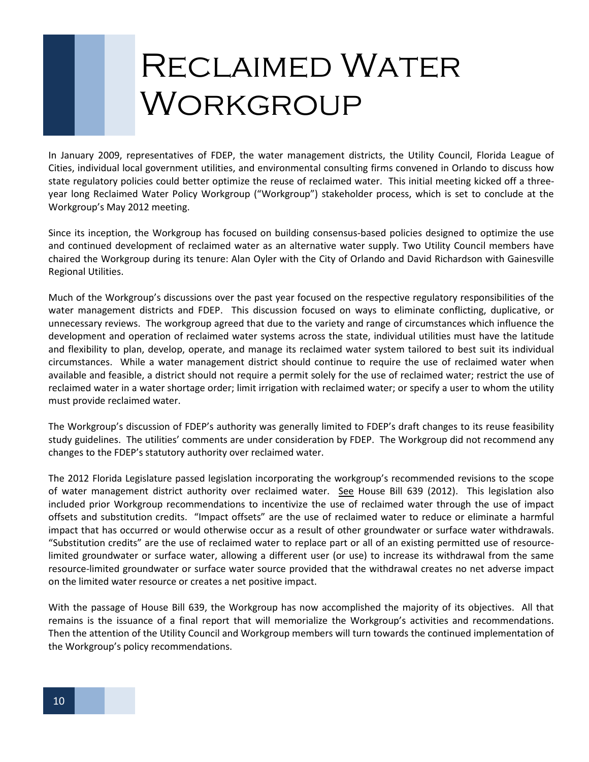# Reclaimed Water Workgroup

In January 2009, representatives of FDEP, the water management districts, the Utility Council, Florida League of Cities, individual local government utilities, and environmental consulting firms convened in Orlando to discuss how state regulatory policies could better optimize the reuse of reclaimed water. This initial meeting kicked off a three-year long Reclaimed Water Policy Workgroup ("Workgroup") stakeholder process, which is set to conclude at the Workgroup's May 2012 meeting.

Since its inception, the Workgroup has focused on building consensus-based policies designed to optimize the use and continued development of reclaimed water as an alternative water supply. Two Utility Council members have chaired the Workgroup during its tenure: Alan Oyler with the City of Orlando and David Richardson with Gainesville Regional Utilities.

Much of the Workgroup's discussions over the past year focused on the respective regulatory responsibilities of the water management districts and FDEP. This discussion focused on ways to eliminate conflicting, duplicative, or unnecessary reviews. The workgroup agreed that due to the variety and range of circumstances which influence the development and operation of reclaimed water systems across the state, individual utilities must have the latitude and flexibility to plan, develop, operate, and manage its reclaimed water system tailored to best suit its individual circumstances. While a water management district should continue to require the use of reclaimed water when available and feasible, a district should not require a permit solely for the use of reclaimed water; restrict the use of reclaimed water in a water shortage order; limit irrigation with reclaimed water; or specify a user to whom the utility must provide reclaimed water.

The Workgroup's discussion of FDEP's authority was generally limited to FDEP's draft changes to its reuse feasibility study guidelines. The utilities' comments are under consideration by FDEP. The Workgroup did not recommend any changes to the FDEP's statutory authority over reclaimed water.

The 2012 Florida Legislature passed legislation incorporating the workgroup's recommended revisions to the scope of water management district authority over reclaimed water. See House Bill 639 (2012). This legislation also included prior Workgroup recommendations to incentivize the use of reclaimed water through the use of impact offsets and substitution credits. "Impact offsets" are the use of reclaimed water to reduce or eliminate a harmful impact that has occurred or would otherwise occur as a result of other groundwater or surface water withdrawals. "Substitution credits" are the use of reclaimed water to replace part or all of an existing permitted use of resource-limited groundwater or surface water, allowing a different user (or use) to increase its withdrawal from the same resource-limited groundwater or surface water source provided that the withdrawal creates no net adverse impact on the limited water resource or creates a net positive impact.

With the passage of House Bill 639, the Workgroup has now accomplished the majority of its objectives. All that remains is the issuance of a final report that will memorialize the Workgroup's activities and recommendations. Then the attention of the Utility Council and Workgroup members will turn towards the continued implementation of the Workgroup's policy recommendations.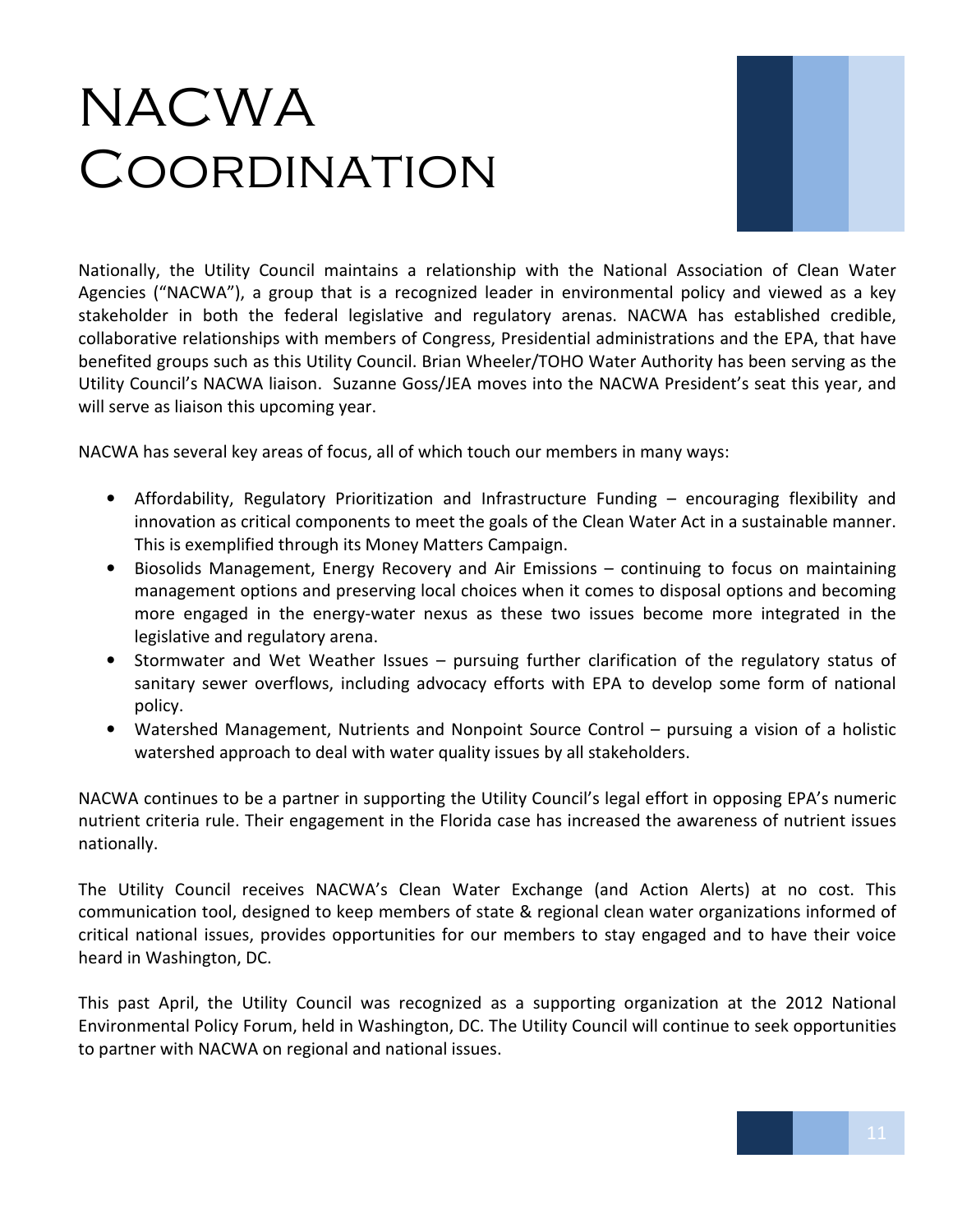# NACWA Coordination

Nationally, the Utility Council maintains a relationship with the National Association of Clean Water Agencies ("NACWA"), a group that is a recognized leader in environmental policy and viewed as a key stakeholder in both the federal legislative and regulatory arenas. NACWA has established credible, collaborative relationships with members of Congress, Presidential administrations and the EPA, that have benefited groups such as this Utility Council. Brian Wheeler/TOHO Water Authority has been serving as the Utility Council's NACWA liaison. Suzanne Goss/JEA moves into the NACWA President's seat this year, and will serve as liaison this upcoming year.

NACWA has several key areas of focus, all of which touch our members in many ways:

- Affordability, Regulatory Prioritization and Infrastructure Funding – encouraging flexibility and innovation as critical components to meet the goals of the Clean Water Act in a sustainable manner. This is exemplified through its Money Matters Campaign.
- Biosolids Management, Energy Recovery and Air Emissions – continuing to focus on maintaining management options and preserving local choices when it comes to disposal options and becoming more engaged in the energy-water nexus as these two issues become more integrated in the legislative and regulatory arena.
- Stormwater and Wet Weather Issues – pursuing further clarification of the regulatory status of sanitary sewer overflows, including advocacy efforts with EPA to develop some form of national policy.
- Watershed Management, Nutrients and Nonpoint Source Control – pursuing a vision of a holistic watershed approach to deal with water quality issues by all stakeholders.

NACWA continues to be a partner in supporting the Utility Council's legal effort in opposing EPA's numeric nutrient criteria rule. Their engagement in the Florida case has increased the awareness of nutrient issues nationally.

The Utility Council receives NACWA's Clean Water Exchange (and Action Alerts) at no cost. This communication tool, designed to keep members of state & regional clean water organizations informed of critical national issues, provides opportunities for our members to stay engaged and to have their voice heard in Washington, DC.

This past April, the Utility Council was recognized as a supporting organization at the 2012 National Environmental Policy Forum, held in Washington, DC. The Utility Council will continue to seek opportunities to partner with NACWA on regional and national issues.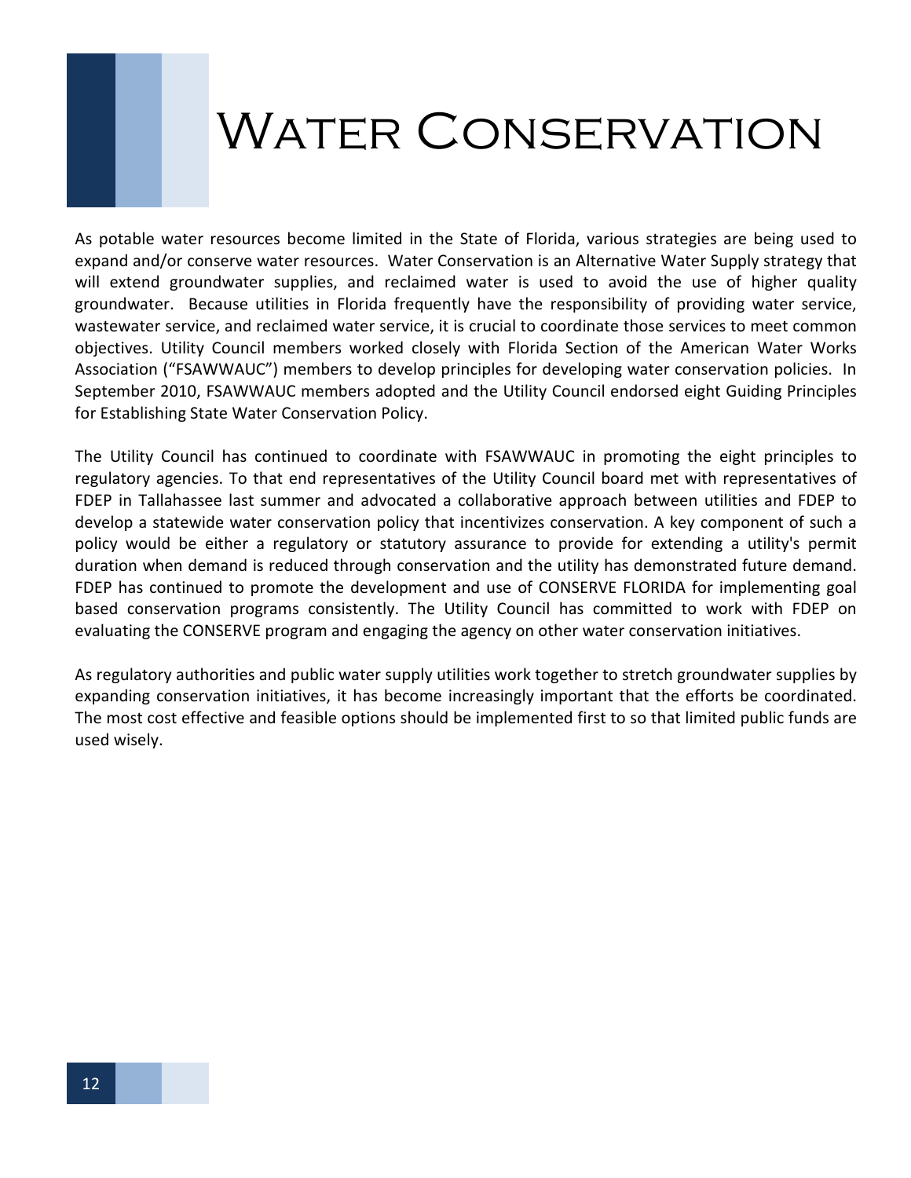# Water Conservation

As potable water resources become limited in the State of Florida, various strategies are being used to expand and/or conserve water resources. Water Conservation is an Alternative Water Supply strategy that will extend groundwater supplies, and reclaimed water is used to avoid the use of higher quality groundwater. Because utilities in Florida frequently have the responsibility of providing water service, wastewater service, and reclaimed water service, it is crucial to coordinate those services to meet common objectives. Utility Council members worked closely with Florida Section of the American Water Works Association ("FSAWWAUC") members to develop principles for developing water conservation policies. In September 2010, FSAWWAUC members adopted and the Utility Council endorsed eight Guiding Principles for Establishing State Water Conservation Policy.

The Utility Council has continued to coordinate with FSAWWAUC in promoting the eight principles to regulatory agencies. To that end representatives of the Utility Council board met with representatives of FDEP in Tallahassee last summer and advocated a collaborative approach between utilities and FDEP to develop a statewide water conservation policy that incentivizes conservation. A key component of such a policy would be either a regulatory or statutory assurance to provide for extending a utility's permit duration when demand is reduced through conservation and the utility has demonstrated future demand. FDEP has continued to promote the development and use of CONSERVE FLORIDA for implementing goal based conservation programs consistently. The Utility Council has committed to work with FDEP on evaluating the CONSERVE program and engaging the agency on other water conservation initiatives.

As regulatory authorities and public water supply utilities work together to stretch groundwater supplies by expanding conservation initiatives, it has become increasingly important that the efforts be coordinated. The most cost effective and feasible options should be implemented first to so that limited public funds are used wisely.